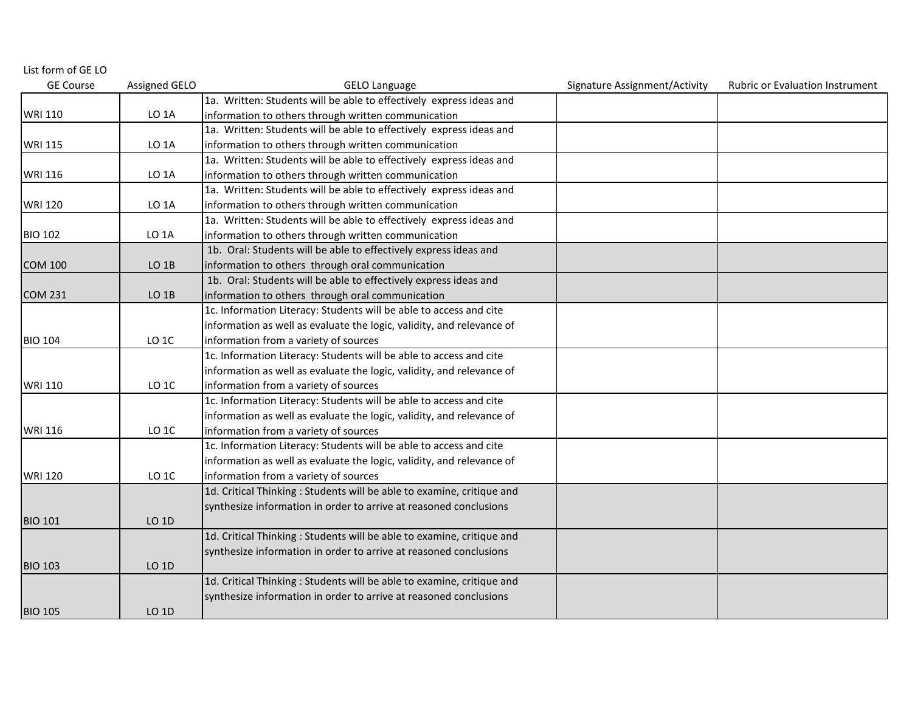List form of GE LO

| GE Course | Assigned GELO | GELO Language | Signature Assignment/Activity | Rubric or Evaluation Instrument |
|---|---|---|---|---|
| WRI 110 | LO 1A | 1a. Written: Students will be able to effectively express ideas and information to others through written communication | | |
| WRI 115 | LO 1A | 1a. Written: Students will be able to effectively express ideas and information to others through written communication | | |
| WRI 116 | LO 1A | 1a. Written: Students will be able to effectively express ideas and information to others through written communication | | |
| WRI 120 | LO 1A | 1a. Written: Students will be able to effectively express ideas and information to others through written communication | | |
| BIO 102 | LO 1A | 1a. Written: Students will be able to effectively express ideas and information to others through written communication | | |
| COM 100 | LO 1B | 1b. Oral: Students will be able to effectively express ideas and information to others through oral communication | | |
| COM 231 | LO 1B | 1b. Oral: Students will be able to effectively express ideas and information to others through oral communication | | |
| BIO 104 | LO 1C | 1c. Information Literacy: Students will be able to access and cite information as well as evaluate the logic, validity, and relevance of information from a variety of sources | | |
| WRI 110 | LO 1C | 1c. Information Literacy: Students will be able to access and cite information as well as evaluate the logic, validity, and relevance of information from a variety of sources | | |
| WRI 116 | LO 1C | 1c. Information Literacy: Students will be able to access and cite information as well as evaluate the logic, validity, and relevance of information from a variety of sources | | |
| WRI 120 | LO 1C | 1c. Information Literacy: Students will be able to access and cite information as well as evaluate the logic, validity, and relevance of information from a variety of sources | | |
| BIO 101 | LO 1D | 1d. Critical Thinking : Students will be able to examine, critique and synthesize information in order to arrive at reasoned conclusions | | |
| BIO 103 | LO 1D | 1d. Critical Thinking : Students will be able to examine, critique and synthesize information in order to arrive at reasoned conclusions | | |
| BIO 105 | LO 1D | 1d. Critical Thinking : Students will be able to examine, critique and synthesize information in order to arrive at reasoned conclusions | | |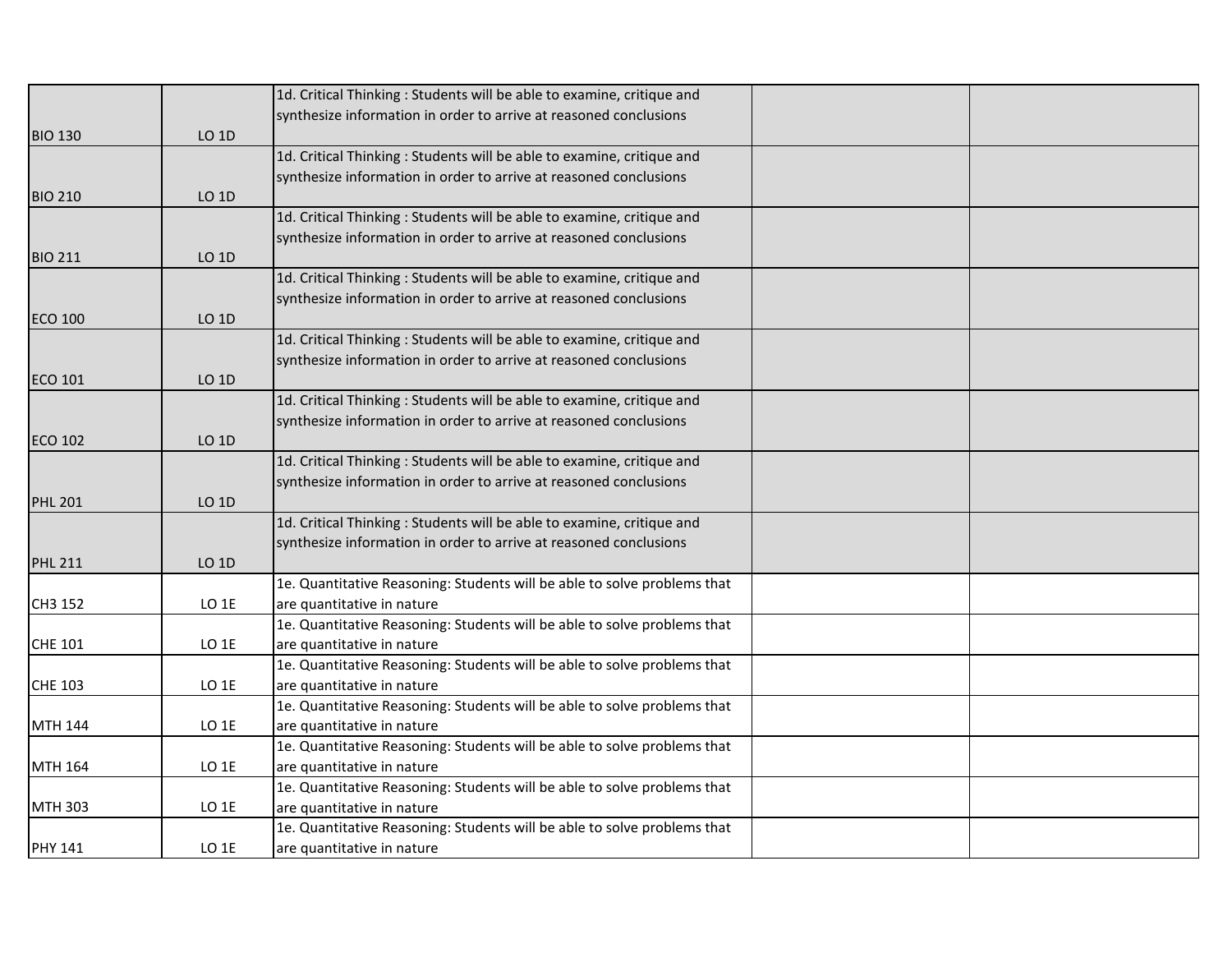| | | | | |
|---|---|---|---|---|
| BIO 130 | LO 1D | 1d. Critical Thinking : Students will be able to examine, critique and synthesize information in order to arrive at reasoned conclusions | | |
| BIO 210 | LO 1D | 1d. Critical Thinking : Students will be able to examine, critique and synthesize information in order to arrive at reasoned conclusions | | |
| BIO 211 | LO 1D | 1d. Critical Thinking : Students will be able to examine, critique and synthesize information in order to arrive at reasoned conclusions | | |
| ECO 100 | LO 1D | 1d. Critical Thinking : Students will be able to examine, critique and synthesize information in order to arrive at reasoned conclusions | | |
| ECO 101 | LO 1D | 1d. Critical Thinking : Students will be able to examine, critique and synthesize information in order to arrive at reasoned conclusions | | |
| ECO 102 | LO 1D | 1d. Critical Thinking : Students will be able to examine, critique and synthesize information in order to arrive at reasoned conclusions | | |
| PHL 201 | LO 1D | 1d. Critical Thinking : Students will be able to examine, critique and synthesize information in order to arrive at reasoned conclusions | | |
| PHL 211 | LO 1D | 1d. Critical Thinking : Students will be able to examine, critique and synthesize information in order to arrive at reasoned conclusions | | |
| CH3 152 | LO 1E | 1e. Quantitative Reasoning: Students will be able to solve problems that are quantitative in nature | | |
| CHE 101 | LO 1E | 1e. Quantitative Reasoning: Students will be able to solve problems that are quantitative in nature | | |
| CHE 103 | LO 1E | 1e. Quantitative Reasoning: Students will be able to solve problems that are quantitative in nature | | |
| MTH 144 | LO 1E | 1e. Quantitative Reasoning: Students will be able to solve problems that are quantitative in nature | | |
| MTH 164 | LO 1E | 1e. Quantitative Reasoning: Students will be able to solve problems that are quantitative in nature | | |
| MTH 303 | LO 1E | 1e. Quantitative Reasoning: Students will be able to solve problems that are quantitative in nature | | |
| PHY 141 | LO 1E | 1e. Quantitative Reasoning: Students will be able to solve problems that are quantitative in nature | | |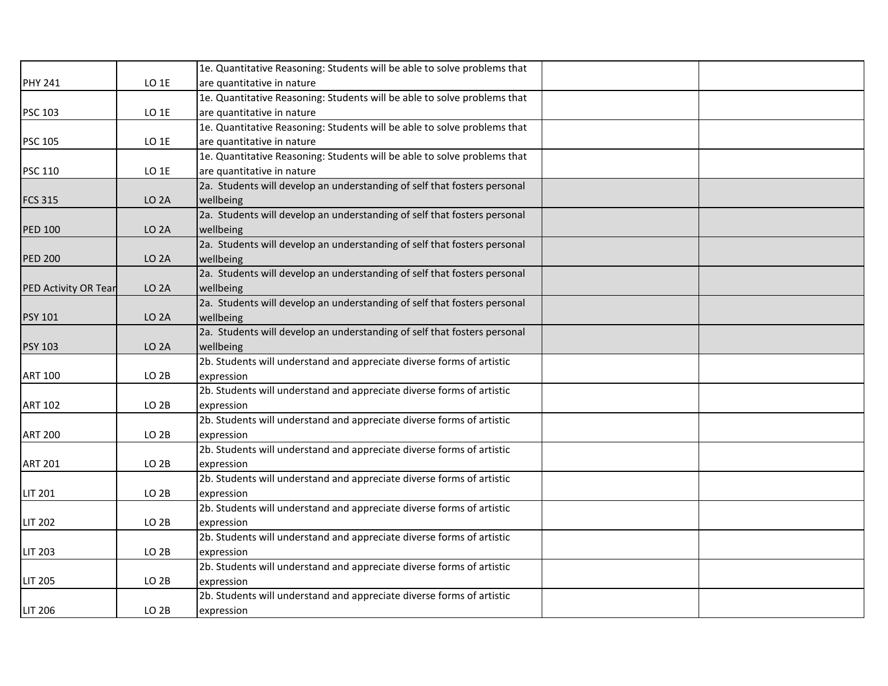| | | | | |
|---|---|---|---|---|
| PHY 241 | LO 1E | 1e. Quantitative Reasoning: Students will be able to solve problems that are quantitative in nature | | |
| PSC 103 | LO 1E | 1e. Quantitative Reasoning: Students will be able to solve problems that are quantitative in nature | | |
| PSC 105 | LO 1E | 1e. Quantitative Reasoning: Students will be able to solve problems that are quantitative in nature | | |
| PSC 110 | LO 1E | 1e. Quantitative Reasoning: Students will be able to solve problems that are quantitative in nature | | |
| FCS 315 | LO 2A | 2a. Students will develop an understanding of self that fosters personal wellbeing | | |
| PED 100 | LO 2A | 2a. Students will develop an understanding of self that fosters personal wellbeing | | |
| PED 200 | LO 2A | 2a. Students will develop an understanding of self that fosters personal wellbeing | | |
| PED Activity OR Tear | LO 2A | 2a. Students will develop an understanding of self that fosters personal wellbeing | | |
| PSY 101 | LO 2A | 2a. Students will develop an understanding of self that fosters personal wellbeing | | |
| PSY 103 | LO 2A | 2a. Students will develop an understanding of self that fosters personal wellbeing | | |
| ART 100 | LO 2B | 2b. Students will understand and appreciate diverse forms of artistic expression | | |
| ART 102 | LO 2B | 2b. Students will understand and appreciate diverse forms of artistic expression | | |
| ART 200 | LO 2B | 2b. Students will understand and appreciate diverse forms of artistic expression | | |
| ART 201 | LO 2B | 2b. Students will understand and appreciate diverse forms of artistic expression | | |
| LIT 201 | LO 2B | 2b. Students will understand and appreciate diverse forms of artistic expression | | |
| LIT 202 | LO 2B | 2b. Students will understand and appreciate diverse forms of artistic expression | | |
| LIT 203 | LO 2B | 2b. Students will understand and appreciate diverse forms of artistic expression | | |
| LIT 205 | LO 2B | 2b. Students will understand and appreciate diverse forms of artistic expression | | |
| LIT 206 | LO 2B | 2b. Students will understand and appreciate diverse forms of artistic expression | | |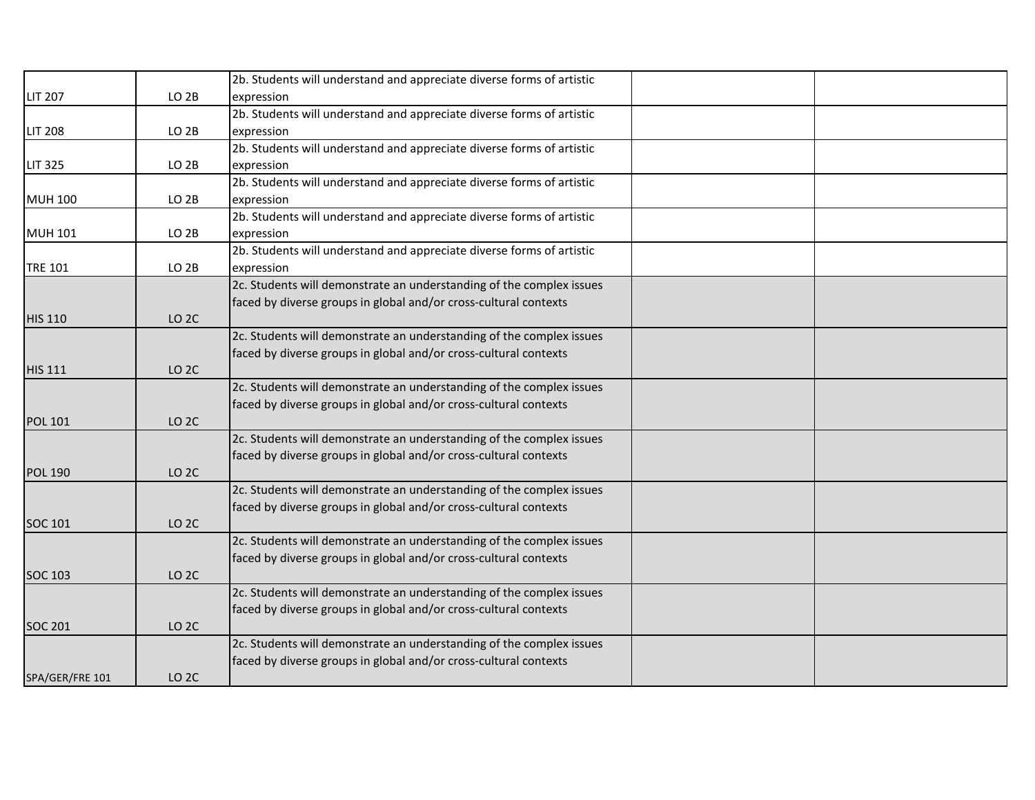| | | | | |
|---|---|---|---|---|
| LIT 207 | LO 2B | 2b. Students will understand and appreciate diverse forms of artistic expression | | |
| LIT 208 | LO 2B | 2b. Students will understand and appreciate diverse forms of artistic expression | | |
| LIT 325 | LO 2B | 2b. Students will understand and appreciate diverse forms of artistic expression | | |
| MUH 100 | LO 2B | 2b. Students will understand and appreciate diverse forms of artistic expression | | |
| MUH 101 | LO 2B | 2b. Students will understand and appreciate diverse forms of artistic expression | | |
| TRE 101 | LO 2B | 2b. Students will understand and appreciate diverse forms of artistic expression | | |
| HIS 110 | LO 2C | 2c. Students will demonstrate an understanding of the complex issues faced by diverse groups in global and/or cross-cultural contexts | | |
| HIS 111 | LO 2C | 2c. Students will demonstrate an understanding of the complex issues faced by diverse groups in global and/or cross-cultural contexts | | |
| POL 101 | LO 2C | 2c. Students will demonstrate an understanding of the complex issues faced by diverse groups in global and/or cross-cultural contexts | | |
| POL 190 | LO 2C | 2c. Students will demonstrate an understanding of the complex issues faced by diverse groups in global and/or cross-cultural contexts | | |
| SOC 101 | LO 2C | 2c. Students will demonstrate an understanding of the complex issues faced by diverse groups in global and/or cross-cultural contexts | | |
| SOC 103 | LO 2C | 2c. Students will demonstrate an understanding of the complex issues faced by diverse groups in global and/or cross-cultural contexts | | |
| SOC 201 | LO 2C | 2c. Students will demonstrate an understanding of the complex issues faced by diverse groups in global and/or cross-cultural contexts | | |
| SPA/GER/FRE 101 | LO 2C | 2c. Students will demonstrate an understanding of the complex issues faced by diverse groups in global and/or cross-cultural contexts | | |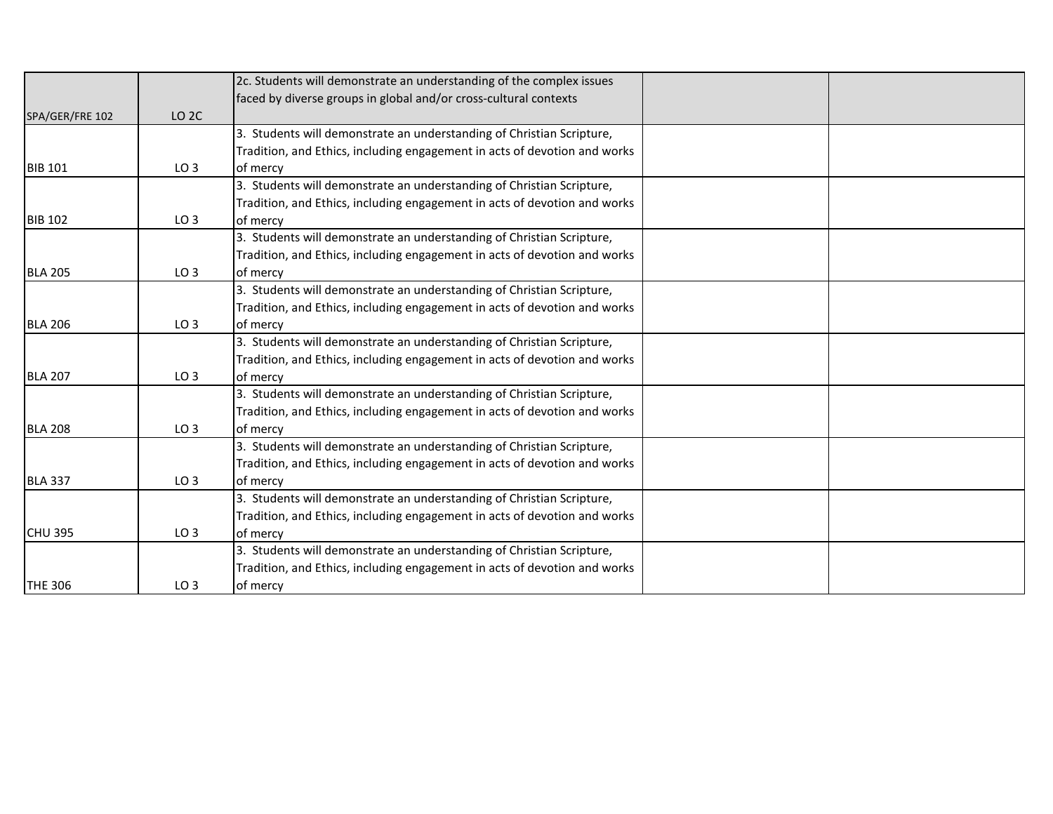| | | | | |
|---|---|---|---|---|
| SPA/GER/FRE 102 | LO 2C | 2c. Students will demonstrate an understanding of the complex issues faced by diverse groups in global and/or cross-cultural contexts | | |
| BIB 101 | LO 3 | 3. Students will demonstrate an understanding of Christian Scripture, Tradition, and Ethics, including engagement in acts of devotion and works of mercy | | |
| BIB 102 | LO 3 | 3. Students will demonstrate an understanding of Christian Scripture, Tradition, and Ethics, including engagement in acts of devotion and works of mercy | | |
| BLA 205 | LO 3 | 3. Students will demonstrate an understanding of Christian Scripture, Tradition, and Ethics, including engagement in acts of devotion and works of mercy | | |
| BLA 206 | LO 3 | 3. Students will demonstrate an understanding of Christian Scripture, Tradition, and Ethics, including engagement in acts of devotion and works of mercy | | |
| BLA 207 | LO 3 | 3. Students will demonstrate an understanding of Christian Scripture, Tradition, and Ethics, including engagement in acts of devotion and works of mercy | | |
| BLA 208 | LO 3 | 3. Students will demonstrate an understanding of Christian Scripture, Tradition, and Ethics, including engagement in acts of devotion and works of mercy | | |
| BLA 337 | LO 3 | 3. Students will demonstrate an understanding of Christian Scripture, Tradition, and Ethics, including engagement in acts of devotion and works of mercy | | |
| CHU 395 | LO 3 | 3. Students will demonstrate an understanding of Christian Scripture, Tradition, and Ethics, including engagement in acts of devotion and works of mercy | | |
| THE 306 | LO 3 | 3. Students will demonstrate an understanding of Christian Scripture, Tradition, and Ethics, including engagement in acts of devotion and works of mercy | | |